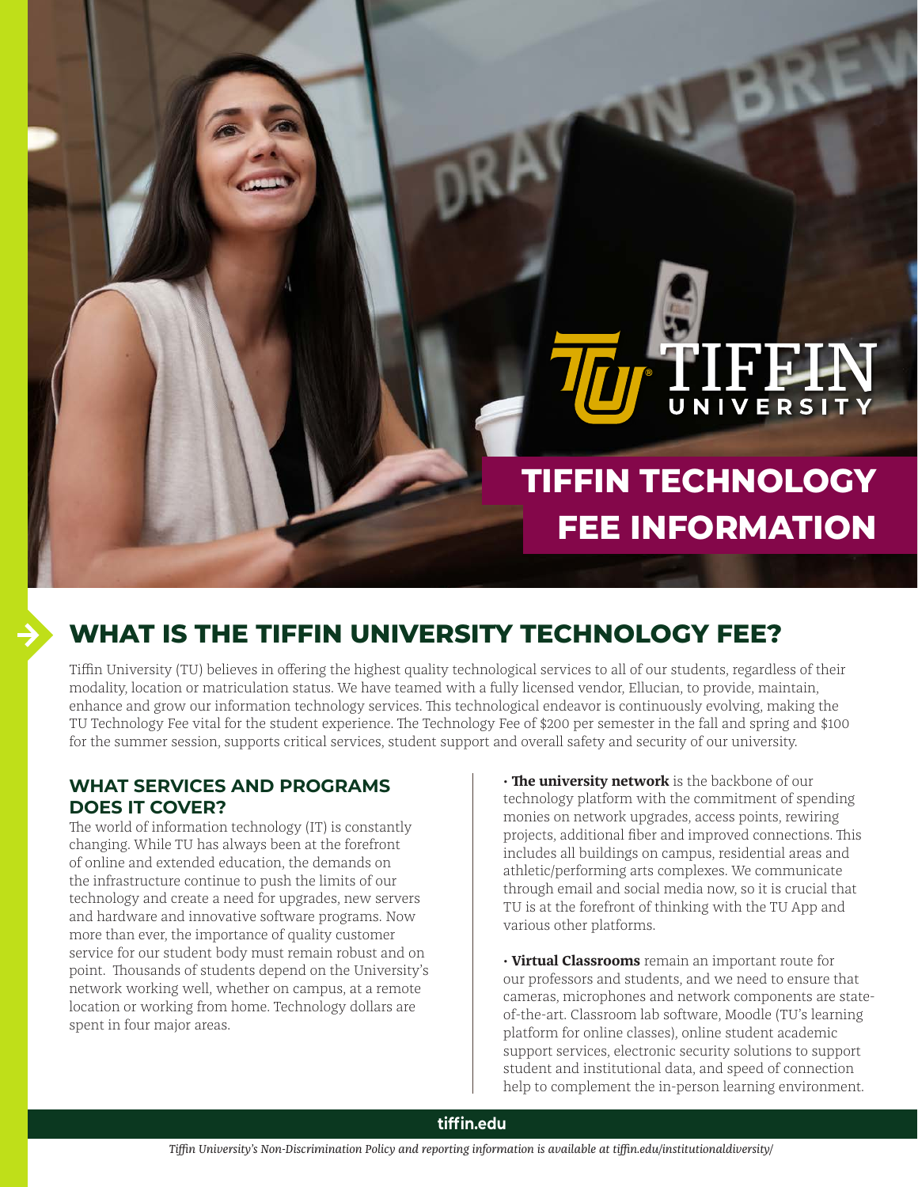# TIFFIN TECHNOLOGY FEE INFORMATION

## WHAT IS THE TIFFIN UNIVERSITY TECHNOLOGY FEE?

Tiffin University (TU) believes in offering the highest quality technological services to all of our students, regardless of their modality, location or matriculation status. We have teamed with a fully licensed vendor, Ellucian, to provide, maintain, enhance and grow our information technology services. This technological endeavor is continuously evolving, making the TU Technology Fee vital for the student experience. The Technology Fee of $200 per semester in the fall and spring and $100 for the summer session, supports critical services, student support and overall safety and security of our university.

### WHAT SERVICES AND PROGRAMS DOES IT COVER?

The world of information technology (IT) is constantly changing. While TU has always been at the forefront of online and extended education, the demands on the infrastructure continue to push the limits of our technology and create a need for upgrades, new servers and hardware and innovative software programs. Now more than ever, the importance of quality customer service for our student body must remain robust and on point. Thousands of students depend on the University's network working well, whether on campus, at a remote location or working from home. Technology dollars are spent in four major areas.

- **The university network** is the backbone of our technology platform with the commitment of spending monies on network upgrades, access points, rewiring projects, additional fiber and improved connections. This includes all buildings on campus, residential areas and athletic/performing arts complexes. We communicate through email and social media now, so it is crucial that TU is at the forefront of thinking with the TU App and various other platforms.

- **Virtual Classrooms** remain an important route for our professors and students, and we need to ensure that cameras, microphones and network components are state-of-the-art. Classroom lab software, Moodle (TU's learning platform for online classes), online student academic support services, electronic security solutions to support student and institutional data, and speed of connection help to complement the in-person learning environment.

tiffin.edu

*Tiffin University's Non-Discrimination Policy and reporting information is available at tiffin.edu/institutionaldiversity/*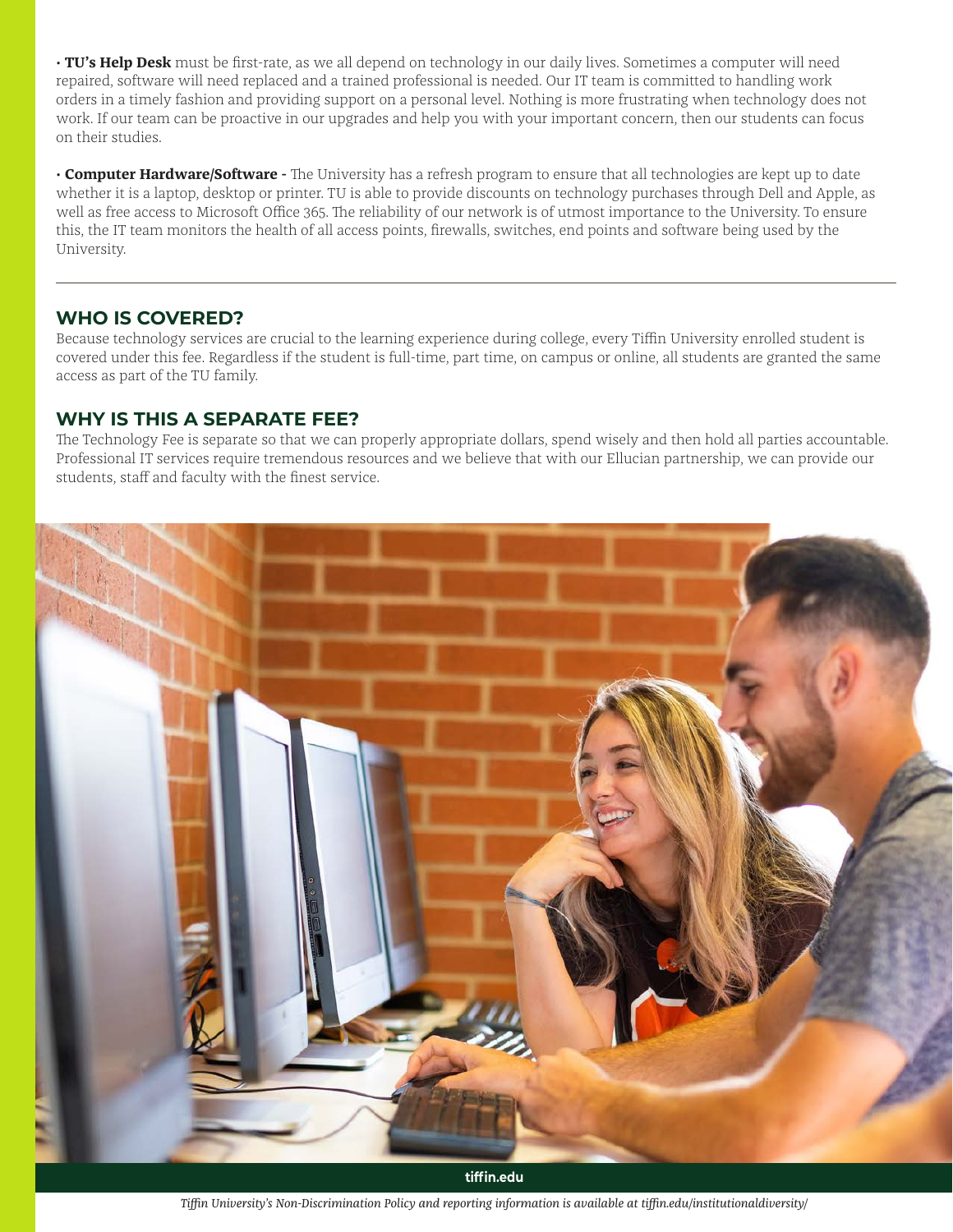- **TU's Help Desk** must be first-rate, as we all depend on technology in our daily lives. Sometimes a computer will need repaired, software will need replaced and a trained professional is needed. Our IT team is committed to handling work orders in a timely fashion and providing support on a personal level. Nothing is more frustrating when technology does not work. If our team can be proactive in our upgrades and help you with your important concern, then our students can focus on their studies.

- **Computer Hardware/Software -** The University has a refresh program to ensure that all technologies are kept up to date whether it is a laptop, desktop or printer. TU is able to provide discounts on technology purchases through Dell and Apple, as well as free access to Microsoft Office 365. The reliability of our network is of utmost importance to the University. To ensure this, the IT team monitors the health of all access points, firewalls, switches, end points and software being used by the University.

---

## WHO IS COVERED?

Because technology services are crucial to the learning experience during college, every Tiffin University enrolled student is covered under this fee. Regardless if the student is full-time, part time, on campus or online, all students are granted the same access as part of the TU family.

## WHY IS THIS A SEPARATE FEE?

The Technology Fee is separate so that we can properly appropriate dollars, spend wisely and then hold all parties accountable. Professional IT services require tremendous resources and we believe that with our Ellucian partnership, we can provide our students, staff and faculty with the finest service.

tiffin.edu

*Tiffin University's Non-Discrimination Policy and reporting information is available at tiffin.edu/institutionaldiversity/*